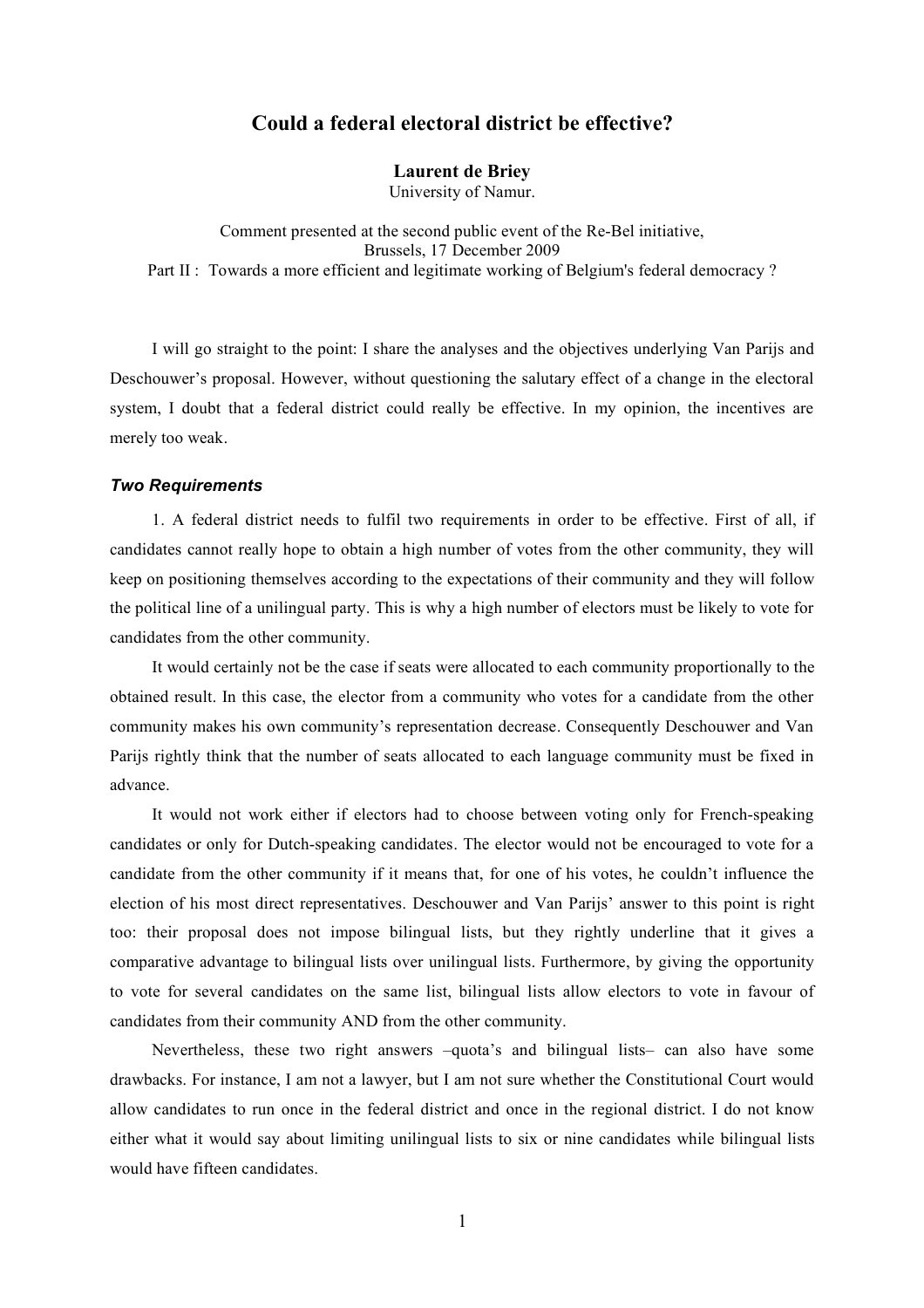# Could a federal electoral district be effective?

**Laurent de Briey**
University of Namur.

Comment presented at the second public event of the Re-Bel initiative,
Brussels, 17 December 2009
Part II : Towards a more efficient and legitimate working of Belgium's federal democracy ?

I will go straight to the point: I share the analyses and the objectives underlying Van Parijs and Deschouwer's proposal. However, without questioning the salutary effect of a change in the electoral system, I doubt that a federal district could really be effective. In my opinion, the incentives are merely too weak.

### *Two Requirements*

1. A federal district needs to fulfil two requirements in order to be effective. First of all, if candidates cannot really hope to obtain a high number of votes from the other community, they will keep on positioning themselves according to the expectations of their community and they will follow the political line of a unilingual party. This is why a high number of electors must be likely to vote for candidates from the other community.

It would certainly not be the case if seats were allocated to each community proportionally to the obtained result. In this case, the elector from a community who votes for a candidate from the other community makes his own community's representation decrease. Consequently Deschouwer and Van Parijs rightly think that the number of seats allocated to each language community must be fixed in advance.

It would not work either if electors had to choose between voting only for French-speaking candidates or only for Dutch-speaking candidates. The elector would not be encouraged to vote for a candidate from the other community if it means that, for one of his votes, he couldn't influence the election of his most direct representatives. Deschouwer and Van Parijs' answer to this point is right too: their proposal does not impose bilingual lists, but they rightly underline that it gives a comparative advantage to bilingual lists over unilingual lists. Furthermore, by giving the opportunity to vote for several candidates on the same list, bilingual lists allow electors to vote in favour of candidates from their community AND from the other community.

Nevertheless, these two right answers –quota's and bilingual lists– can also have some drawbacks. For instance, I am not a lawyer, but I am not sure whether the Constitutional Court would allow candidates to run once in the federal district and once in the regional district. I do not know either what it would say about limiting unilingual lists to six or nine candidates while bilingual lists would have fifteen candidates.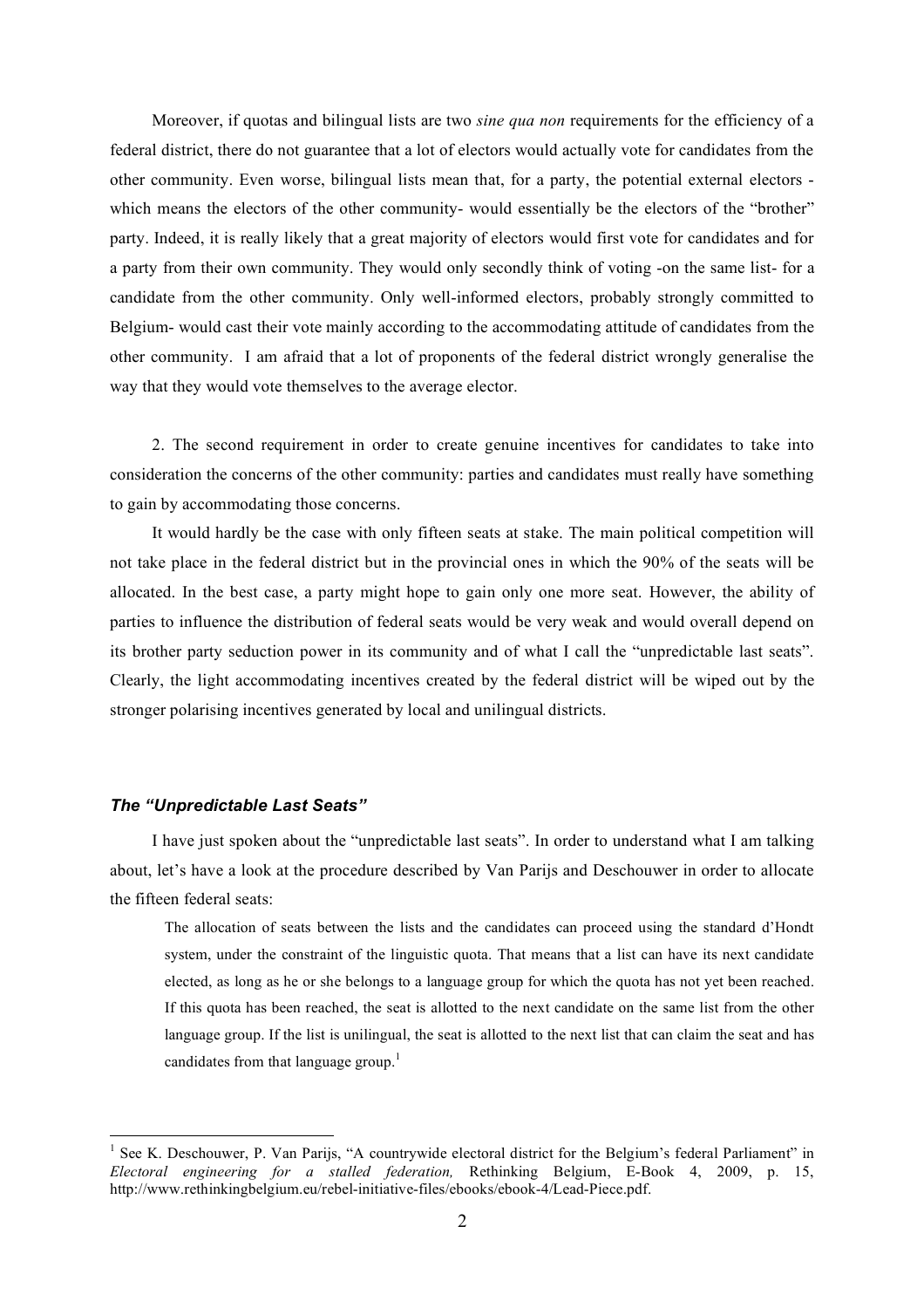Moreover, if quotas and bilingual lists are two *sine qua non* requirements for the efficiency of a federal district, there do not guarantee that a lot of electors would actually vote for candidates from the other community. Even worse, bilingual lists mean that, for a party, the potential external electors - which means the electors of the other community- would essentially be the electors of the "brother" party. Indeed, it is really likely that a great majority of electors would first vote for candidates and for a party from their own community. They would only secondly think of voting -on the same list- for a candidate from the other community. Only well-informed electors, probably strongly committed to Belgium- would cast their vote mainly according to the accommodating attitude of candidates from the other community. I am afraid that a lot of proponents of the federal district wrongly generalise the way that they would vote themselves to the average elector.

2. The second requirement in order to create genuine incentives for candidates to take into consideration the concerns of the other community: parties and candidates must really have something to gain by accommodating those concerns.

It would hardly be the case with only fifteen seats at stake. The main political competition will not take place in the federal district but in the provincial ones in which the 90% of the seats will be allocated. In the best case, a party might hope to gain only one more seat. However, the ability of parties to influence the distribution of federal seats would be very weak and would overall depend on its brother party seduction power in its community and of what I call the "unpredictable last seats". Clearly, the light accommodating incentives created by the federal district will be wiped out by the stronger polarising incentives generated by local and unilingual districts.

### *The "Unpredictable Last Seats"*

I have just spoken about the "unpredictable last seats". In order to understand what I am talking about, let's have a look at the procedure described by Van Parijs and Deschouwer in order to allocate the fifteen federal seats:

> The allocation of seats between the lists and the candidates can proceed using the standard d'Hondt system, under the constraint of the linguistic quota. That means that a list can have its next candidate elected, as long as he or she belongs to a language group for which the quota has not yet been reached. If this quota has been reached, the seat is allotted to the next candidate on the same list from the other language group. If the list is unilingual, the seat is allotted to the next list that can claim the seat and has candidates from that language group.[1]

---

[1] See K. Deschouwer, P. Van Parijs, "A countrywide electoral district for the Belgium's federal Parliament" in *Electoral engineering for a stalled federation,* Rethinking Belgium, E-Book 4, 2009, p. 15, http://www.rethinkingbelgium.eu/rebel-initiative-files/ebooks/ebook-4/Lead-Piece.pdf.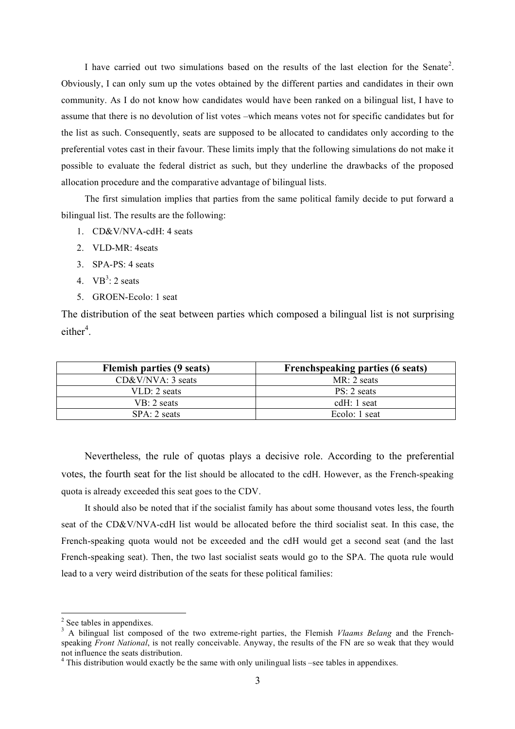I have carried out two simulations based on the results of the last election for the Senate[2]. Obviously, I can only sum up the votes obtained by the different parties and candidates in their own community. As I do not know how candidates would have been ranked on a bilingual list, I have to assume that there is no devolution of list votes –which means votes not for specific candidates but for the list as such. Consequently, seats are supposed to be allocated to candidates only according to the preferential votes cast in their favour. These limits imply that the following simulations do not make it possible to evaluate the federal district as such, but they underline the drawbacks of the proposed allocation procedure and the comparative advantage of bilingual lists.

The first simulation implies that parties from the same political family decide to put forward a bilingual list. The results are the following:

1. CD&V/NVA-cdH: 4 seats
2. VLD-MR: 4seats
3. SPA-PS: 4 seats
4. VB[3]: 2 seats
5. GROEN-Ecolo: 1 seat

The distribution of the seat between parties which composed a bilingual list is not surprising either[4].

| Flemish parties (9 seats) | Frenchspeaking parties (6 seats) |
|---|---|
| CD&V/NVA: 3 seats | MR: 2 seats |
| VLD: 2 seats | PS: 2 seats |
| VB: 2 seats | cdH: 1 seat |
| SPA: 2 seats | Ecolo: 1 seat |

Nevertheless, the rule of quotas plays a decisive role. According to the preferential votes, the fourth seat for the list should be allocated to the cdH. However, as the French-speaking quota is already exceeded this seat goes to the CDV.

It should also be noted that if the socialist family has about some thousand votes less, the fourth seat of the CD&V/NVA-cdH list would be allocated before the third socialist seat. In this case, the French-speaking quota would not be exceeded and the cdH would get a second seat (and the last French-speaking seat). Then, the two last socialist seats would go to the SPA. The quota rule would lead to a very weird distribution of the seats for these political families:

[2] See tables in appendixes.

[3] A bilingual list composed of the two extreme-right parties, the Flemish *Vlaams Belang* and the French-speaking *Front National*, is not really conceivable. Anyway, the results of the FN are so weak that they would not influence the seats distribution.

[4] This distribution would exactly be the same with only unilingual lists –see tables in appendixes.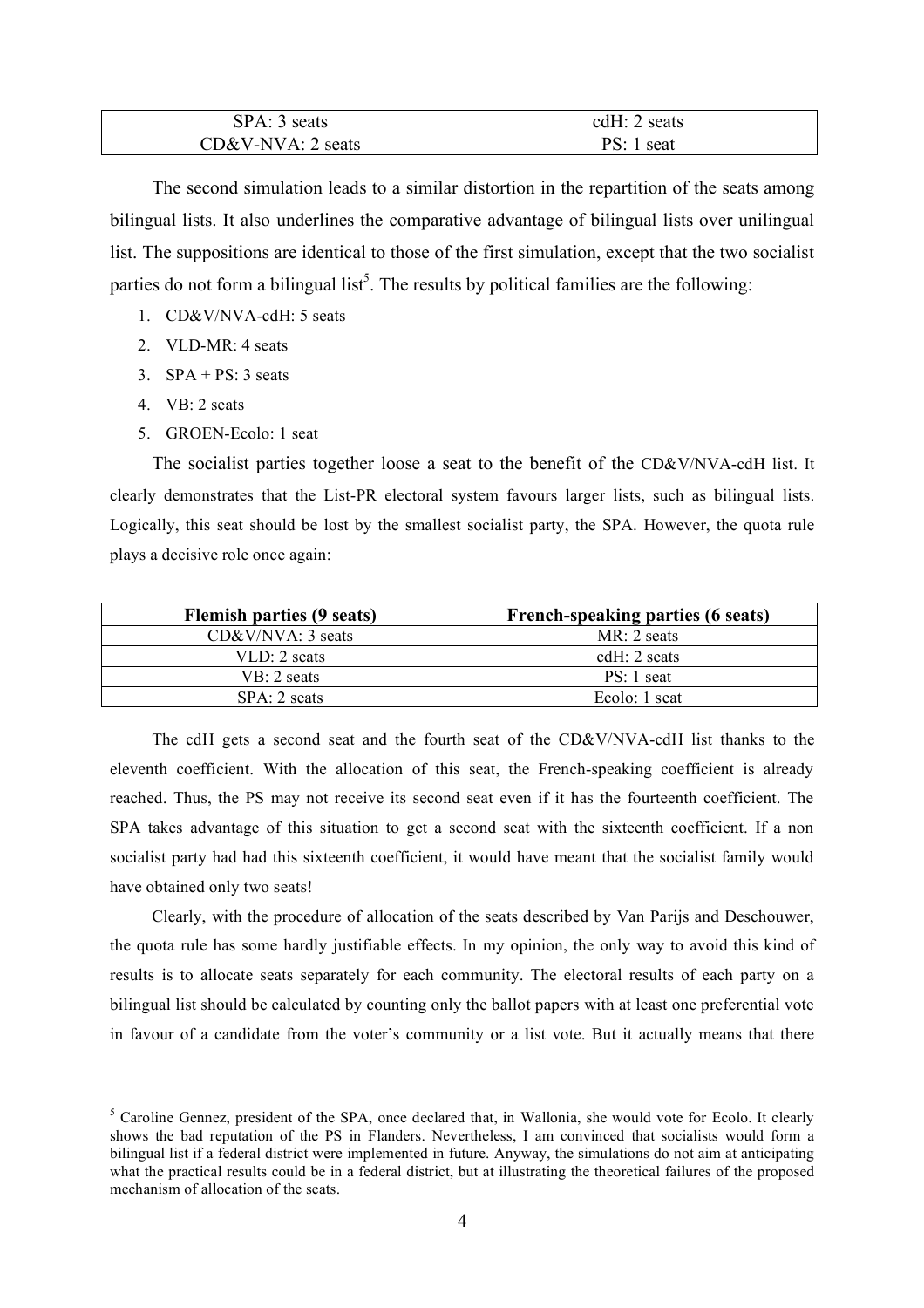| SPA: 3 seats | cdH: 2 seats |
| --- | --- |
| CD&V-NVA: 2 seats | PS: 1 seat |

The second simulation leads to a similar distortion in the repartition of the seats among bilingual lists. It also underlines the comparative advantage of bilingual lists over unilingual list. The suppositions are identical to those of the first simulation, except that the two socialist parties do not form a bilingual list[5]. The results by political families are the following:

1. CD&V/NVA-cdH: 5 seats
2. VLD-MR: 4 seats
3. SPA + PS: 3 seats
4. VB: 2 seats
5. GROEN-Ecolo: 1 seat

The socialist parties together loose a seat to the benefit of the CD&V/NVA-cdH list. It clearly demonstrates that the List-PR electoral system favours larger lists, such as bilingual lists. Logically, this seat should be lost by the smallest socialist party, the SPA. However, the quota rule plays a decisive role once again:

| **Flemish parties (9 seats)** | **French-speaking parties (6 seats)** |
| --- | --- |
| CD&V/NVA: 3 seats | MR: 2 seats |
| VLD: 2 seats | cdH: 2 seats |
| VB: 2 seats | PS: 1 seat |
| SPA: 2 seats | Ecolo: 1 seat |

The cdH gets a second seat and the fourth seat of the CD&V/NVA-cdH list thanks to the eleventh coefficient. With the allocation of this seat, the French-speaking coefficient is already reached. Thus, the PS may not receive its second seat even if it has the fourteenth coefficient. The SPA takes advantage of this situation to get a second seat with the sixteenth coefficient. If a non socialist party had had this sixteenth coefficient, it would have meant that the socialist family would have obtained only two seats!

Clearly, with the procedure of allocation of the seats described by Van Parijs and Deschouwer, the quota rule has some hardly justifiable effects. In my opinion, the only way to avoid this kind of results is to allocate seats separately for each community. The electoral results of each party on a bilingual list should be calculated by counting only the ballot papers with at least one preferential vote in favour of a candidate from the voter's community or a list vote. But it actually means that there

[5] Caroline Gennez, president of the SPA, once declared that, in Wallonia, she would vote for Ecolo. It clearly shows the bad reputation of the PS in Flanders. Nevertheless, I am convinced that socialists would form a bilingual list if a federal district were implemented in future. Anyway, the simulations do not aim at anticipating what the practical results could be in a federal district, but at illustrating the theoretical failures of the proposed mechanism of allocation of the seats.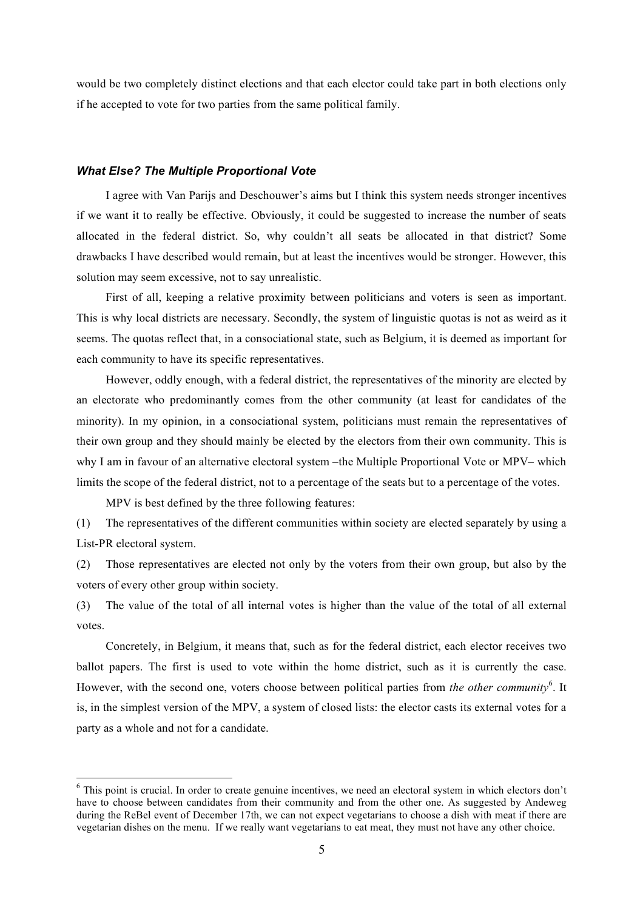would be two completely distinct elections and that each elector could take part in both elections only if he accepted to vote for two parties from the same political family.

### *What Else? The Multiple Proportional Vote*

I agree with Van Parijs and Deschouwer's aims but I think this system needs stronger incentives if we want it to really be effective. Obviously, it could be suggested to increase the number of seats allocated in the federal district. So, why couldn't all seats be allocated in that district? Some drawbacks I have described would remain, but at least the incentives would be stronger. However, this solution may seem excessive, not to say unrealistic.

First of all, keeping a relative proximity between politicians and voters is seen as important. This is why local districts are necessary. Secondly, the system of linguistic quotas is not as weird as it seems. The quotas reflect that, in a consociational state, such as Belgium, it is deemed as important for each community to have its specific representatives.

However, oddly enough, with a federal district, the representatives of the minority are elected by an electorate who predominantly comes from the other community (at least for candidates of the minority). In my opinion, in a consociational system, politicians must remain the representatives of their own group and they should mainly be elected by the electors from their own community. This is why I am in favour of an alternative electoral system –the Multiple Proportional Vote or MPV– which limits the scope of the federal district, not to a percentage of the seats but to a percentage of the votes.

MPV is best defined by the three following features:

(1) The representatives of the different communities within society are elected separately by using a List-PR electoral system.

(2) Those representatives are elected not only by the voters from their own group, but also by the voters of every other group within society.

(3) The value of the total of all internal votes is higher than the value of the total of all external votes.

Concretely, in Belgium, it means that, such as for the federal district, each elector receives two ballot papers. The first is used to vote within the home district, such as it is currently the case. However, with the second one, voters choose between political parties from *the other community*[6]. It is, in the simplest version of the MPV, a system of closed lists: the elector casts its external votes for a party as a whole and not for a candidate.

---

[6] This point is crucial. In order to create genuine incentives, we need an electoral system in which electors don't have to choose between candidates from their community and from the other one. As suggested by Andeweg during the ReBel event of December 17th, we can not expect vegetarians to choose a dish with meat if there are vegetarian dishes on the menu. If we really want vegetarians to eat meat, they must not have any other choice.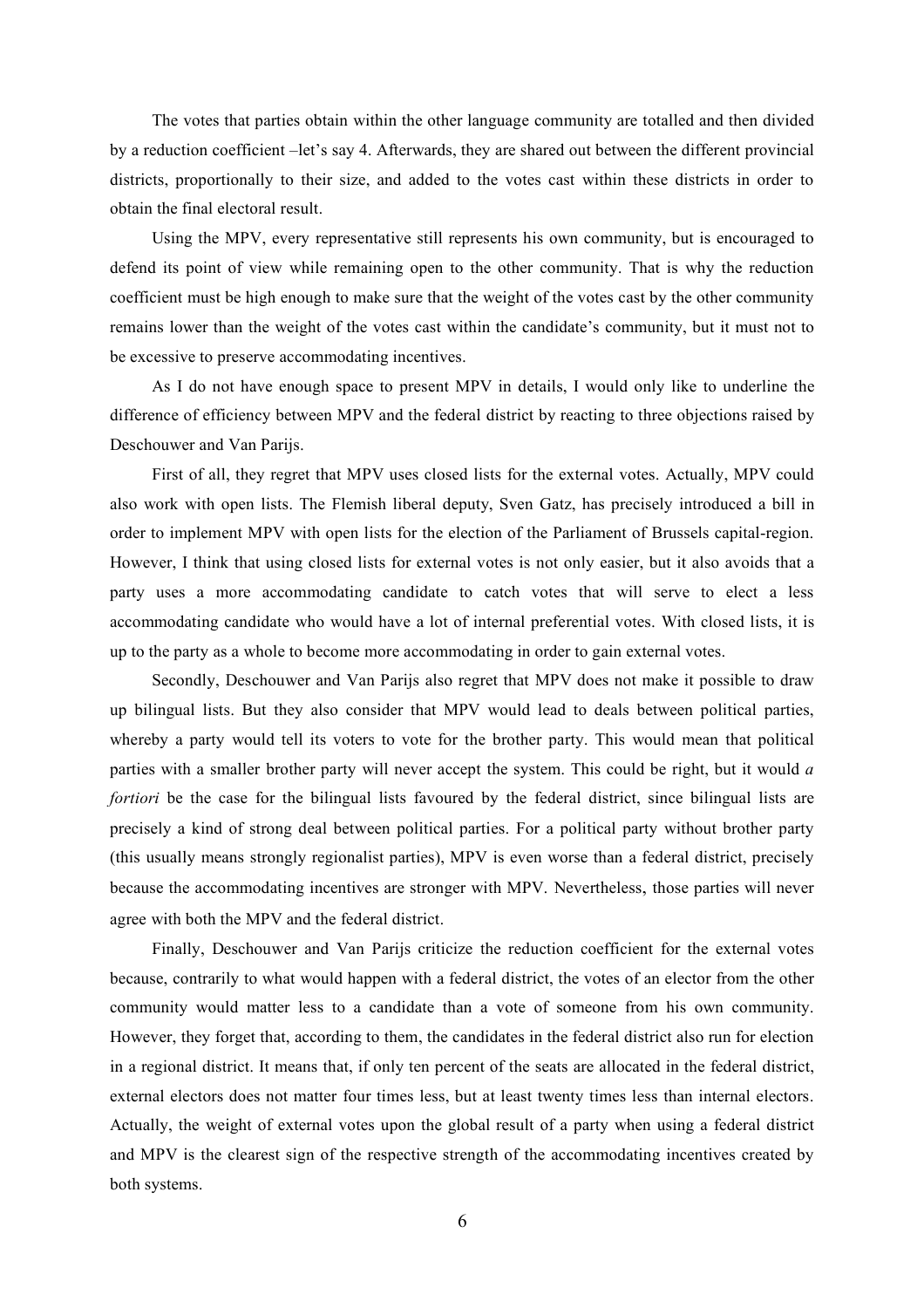The votes that parties obtain within the other language community are totalled and then divided by a reduction coefficient –let's say 4. Afterwards, they are shared out between the different provincial districts, proportionally to their size, and added to the votes cast within these districts in order to obtain the final electoral result.

Using the MPV, every representative still represents his own community, but is encouraged to defend its point of view while remaining open to the other community. That is why the reduction coefficient must be high enough to make sure that the weight of the votes cast by the other community remains lower than the weight of the votes cast within the candidate's community, but it must not to be excessive to preserve accommodating incentives.

As I do not have enough space to present MPV in details, I would only like to underline the difference of efficiency between MPV and the federal district by reacting to three objections raised by Deschouwer and Van Parijs.

First of all, they regret that MPV uses closed lists for the external votes. Actually, MPV could also work with open lists. The Flemish liberal deputy, Sven Gatz, has precisely introduced a bill in order to implement MPV with open lists for the election of the Parliament of Brussels capital-region. However, I think that using closed lists for external votes is not only easier, but it also avoids that a party uses a more accommodating candidate to catch votes that will serve to elect a less accommodating candidate who would have a lot of internal preferential votes. With closed lists, it is up to the party as a whole to become more accommodating in order to gain external votes.

Secondly, Deschouwer and Van Parijs also regret that MPV does not make it possible to draw up bilingual lists. But they also consider that MPV would lead to deals between political parties, whereby a party would tell its voters to vote for the brother party. This would mean that political parties with a smaller brother party will never accept the system. This could be right, but it would *a fortiori* be the case for the bilingual lists favoured by the federal district, since bilingual lists are precisely a kind of strong deal between political parties. For a political party without brother party (this usually means strongly regionalist parties), MPV is even worse than a federal district, precisely because the accommodating incentives are stronger with MPV. Nevertheless, those parties will never agree with both the MPV and the federal district.

Finally, Deschouwer and Van Parijs criticize the reduction coefficient for the external votes because, contrarily to what would happen with a federal district, the votes of an elector from the other community would matter less to a candidate than a vote of someone from his own community. However, they forget that, according to them, the candidates in the federal district also run for election in a regional district. It means that, if only ten percent of the seats are allocated in the federal district, external electors does not matter four times less, but at least twenty times less than internal electors. Actually, the weight of external votes upon the global result of a party when using a federal district and MPV is the clearest sign of the respective strength of the accommodating incentives created by both systems.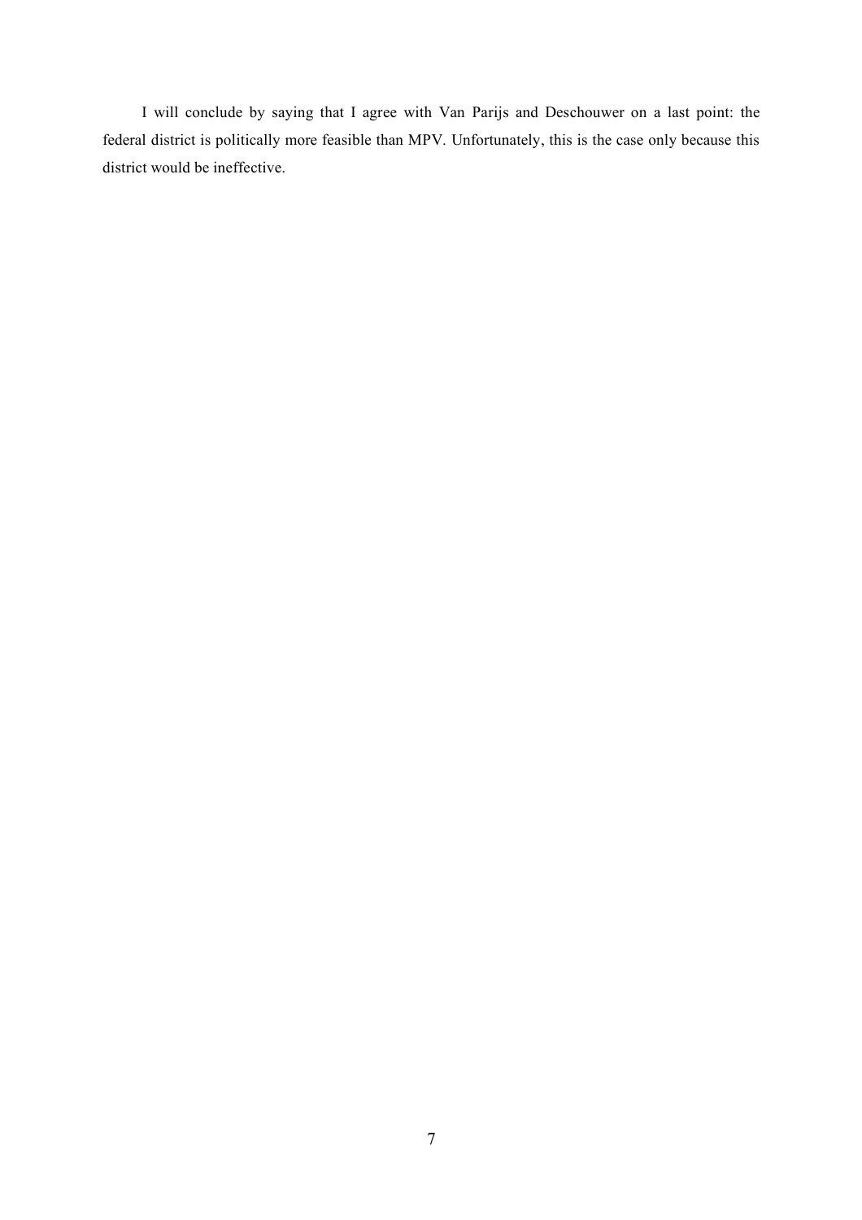I will conclude by saying that I agree with Van Parijs and Deschouwer on a last point: the federal district is politically more feasible than MPV. Unfortunately, this is the case only because this district would be ineffective.